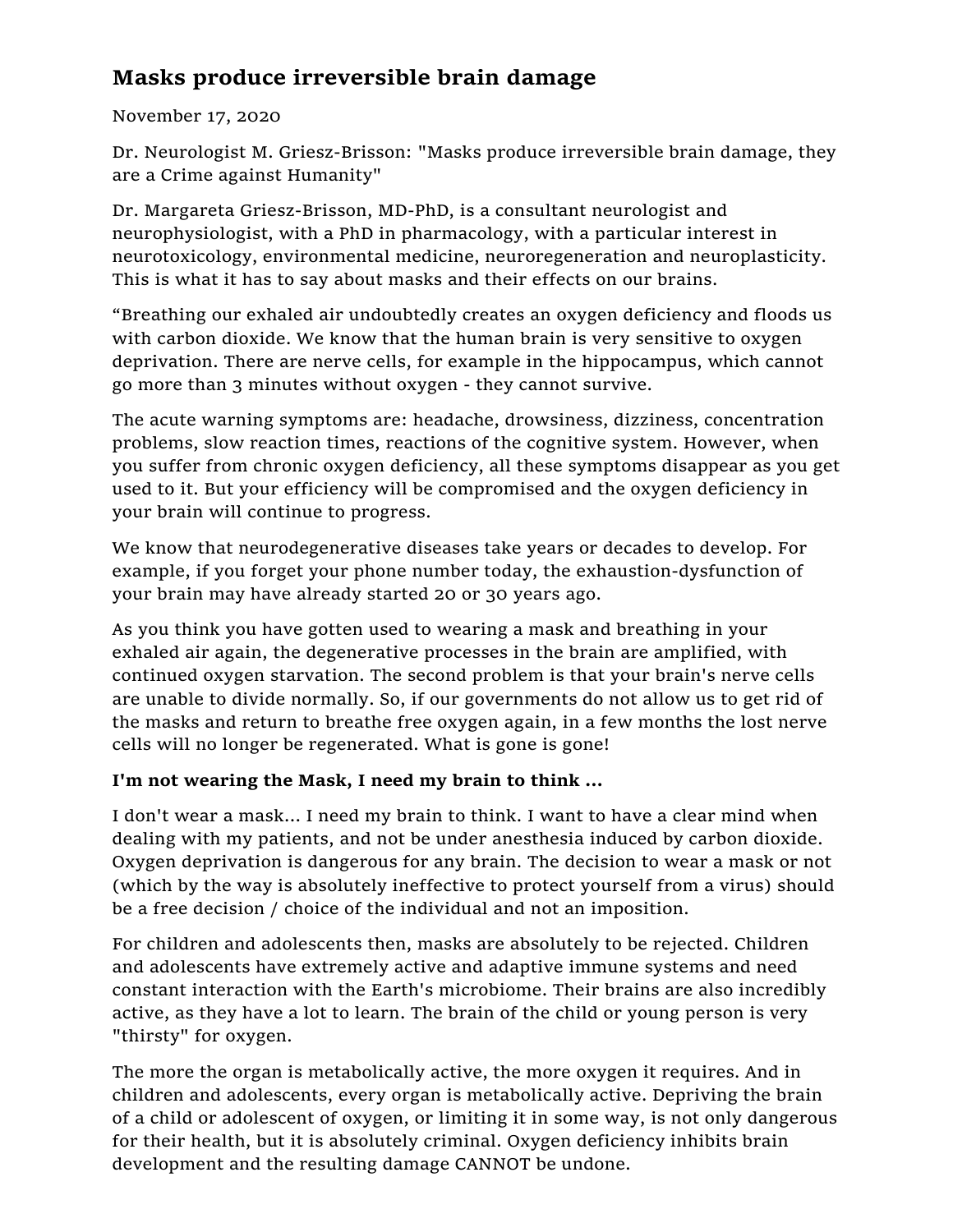## Masks produce irreversible brain damage

November 17, 2020

Dr. Neurologist M. Griesz-Brisson: "Masks produce irreversible brain damage, they are a Crime against Humanity"

Dr. Margareta Griesz-Brisson, MD-PhD, is a consultant neurologist and neurophysiologist, with a PhD in pharmacology, with a particular interest in neurotoxicology, environmental medicine, neuroregeneration and neuroplasticity. This is what it has to say about masks and their effects on our brains.

"Breathing our exhaled air undoubtedly creates an oxygen deficiency and floods us with carbon dioxide. We know that the human brain is very sensitive to oxygen deprivation. There are nerve cells, for example in the hippocampus, which cannot go more than 3 minutes without oxygen - they cannot survive.

The acute warning symptoms are: headache, drowsiness, dizziness, concentration problems, slow reaction times, reactions of the cognitive system. However, when you suffer from chronic oxygen deficiency, all these symptoms disappear as you get used to it. But your efficiency will be compromised and the oxygen deficiency in your brain will continue to progress.

We know that neurodegenerative diseases take years or decades to develop. For example, if you forget your phone number today, the exhaustion-dysfunction of your brain may have already started 20 or 30 years ago.

As you think you have gotten used to wearing a mask and breathing in your exhaled air again, the degenerative processes in the brain are amplified, with continued oxygen starvation. The second problem is that your brain's nerve cells are unable to divide normally. So, if our governments do not allow us to get rid of the masks and return to breathe free oxygen again, in a few months the lost nerve cells will no longer be regenerated. What is gone is gone!

**I'm not wearing the Mask, I need my brain to think ...**

I don't wear a mask... I need my brain to think. I want to have a clear mind when dealing with my patients, and not be under anesthesia induced by carbon dioxide. Oxygen deprivation is dangerous for any brain. The decision to wear a mask or not (which by the way is absolutely ineffective to protect yourself from a virus) should be a free decision / choice of the individual and not an imposition.

For children and adolescents then, masks are absolutely to be rejected. Children and adolescents have extremely active and adaptive immune systems and need constant interaction with the Earth's microbiome. Their brains are also incredibly active, as they have a lot to learn. The brain of the child or young person is very "thirsty" for oxygen.

The more the organ is metabolically active, the more oxygen it requires. And in children and adolescents, every organ is metabolically active. Depriving the brain of a child or adolescent of oxygen, or limiting it in some way, is not only dangerous for their health, but it is absolutely criminal. Oxygen deficiency inhibits brain development and the resulting damage CANNOT be undone.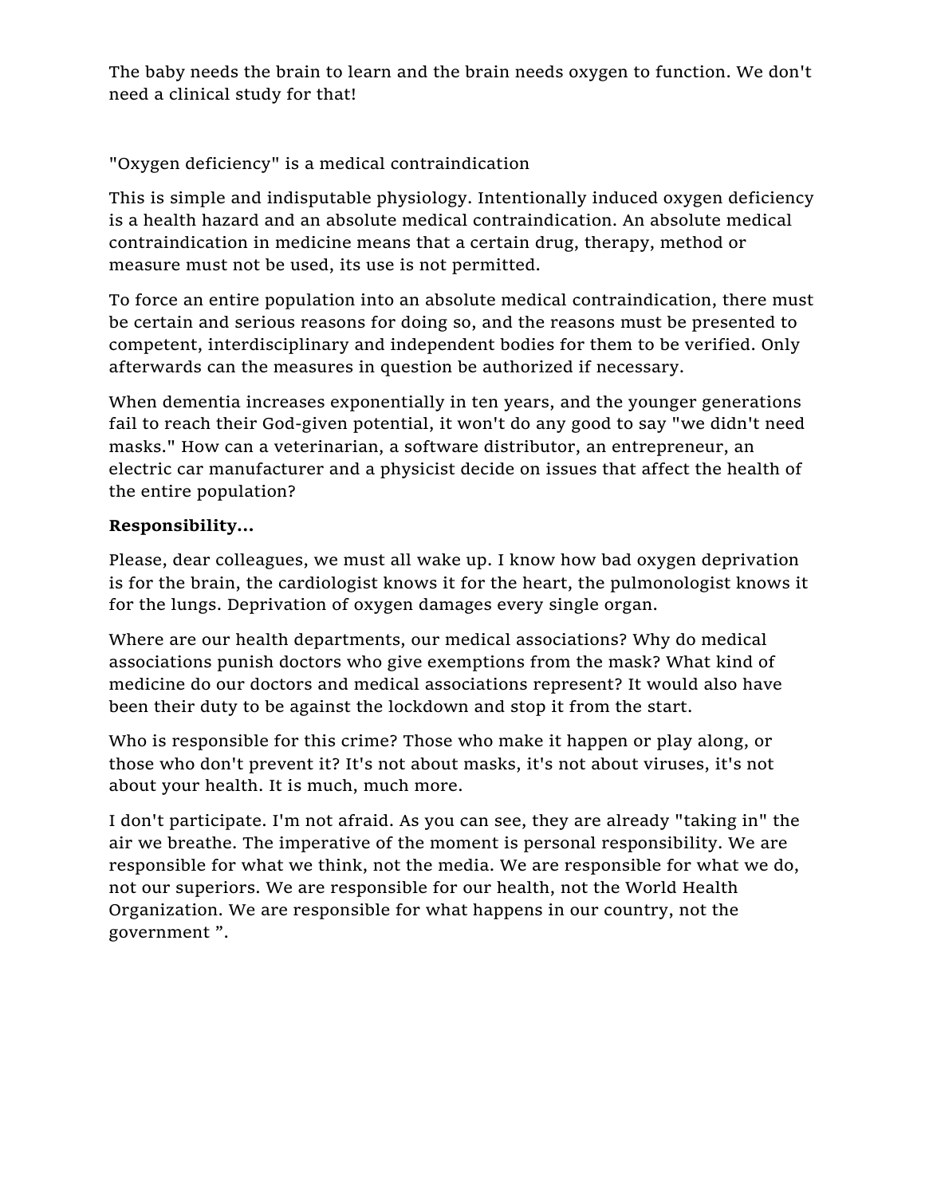The baby needs the brain to learn and the brain needs oxygen to function. We don't need a clinical study for that!

"Oxygen deficiency" is a medical contraindication

This is simple and indisputable physiology. Intentionally induced oxygen deficiency is a health hazard and an absolute medical contraindication. An absolute medical contraindication in medicine means that a certain drug, therapy, method or measure must not be used, its use is not permitted.

To force an entire population into an absolute medical contraindication, there must be certain and serious reasons for doing so, and the reasons must be presented to competent, interdisciplinary and independent bodies for them to be verified. Only afterwards can the measures in question be authorized if necessary.

When dementia increases exponentially in ten years, and the younger generations fail to reach their God-given potential, it won't do any good to say "we didn't need masks." How can a veterinarian, a software distributor, an entrepreneur, an electric car manufacturer and a physicist decide on issues that affect the health of the entire population?

**Responsibility...**

Please, dear colleagues, we must all wake up. I know how bad oxygen deprivation is for the brain, the cardiologist knows it for the heart, the pulmonologist knows it for the lungs. Deprivation of oxygen damages every single organ.

Where are our health departments, our medical associations? Why do medical associations punish doctors who give exemptions from the mask? What kind of medicine do our doctors and medical associations represent? It would also have been their duty to be against the lockdown and stop it from the start.

Who is responsible for this crime? Those who make it happen or play along, or those who don't prevent it? It's not about masks, it's not about viruses, it's not about your health. It is much, much more.

I don't participate. I'm not afraid. As you can see, they are already "taking in" the air we breathe. The imperative of the moment is personal responsibility. We are responsible for what we think, not the media. We are responsible for what we do, not our superiors. We are responsible for our health, not the World Health Organization. We are responsible for what happens in our country, not the government ".